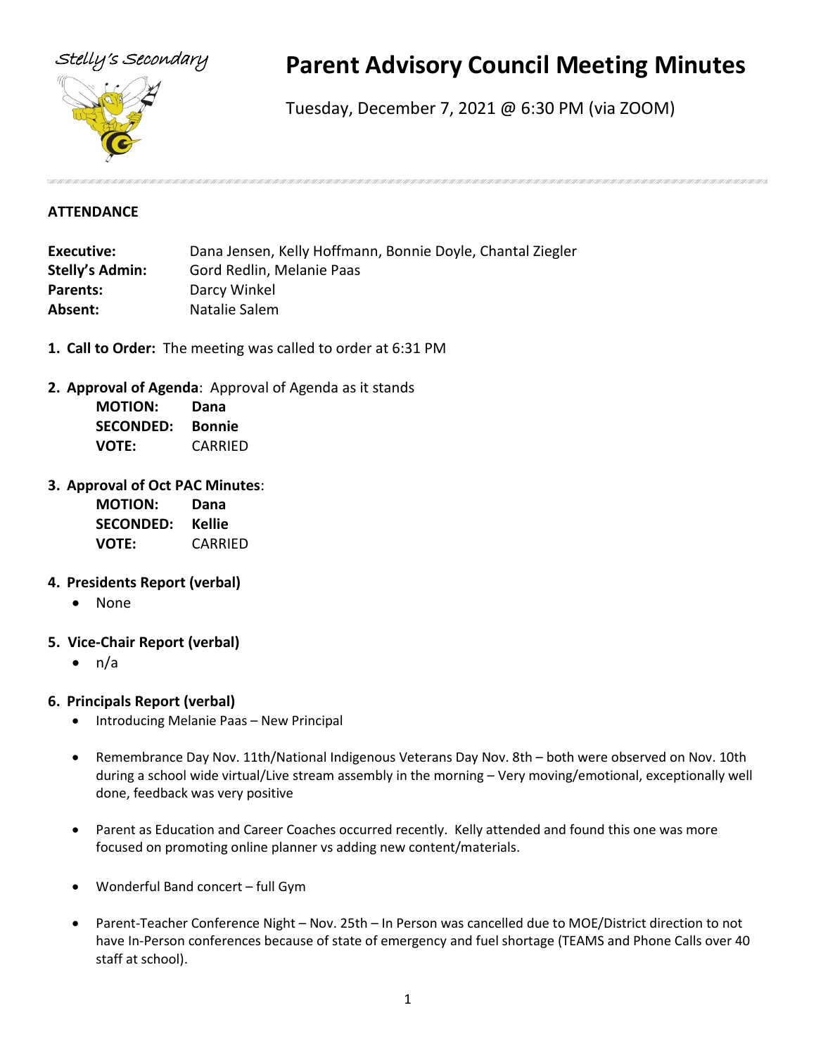Stelly's Secondary

# Parent Advisory Council Meeting Minutes

Tuesday, December 7, 2021 @ 6:30 PM (via ZOOM)

## ATTENDANCE

**Executive:** Dana Jensen, Kelly Hoffmann, Bonnie Doyle, Chantal Ziegler
**Stelly's Admin:** Gord Redlin, Melanie Paas
**Parents:** Darcy Winkel
**Absent:** Natalie Salem

1. **Call to Order:** The meeting was called to order at 6:31 PM

2. **Approval of Agenda**: Approval of Agenda as it stands
   **MOTION:** **Dana**
   **SECONDED:** **Bonnie**
   **VOTE:** CARRIED

3. **Approval of Oct PAC Minutes**:
   **MOTION:** **Dana**
   **SECONDED:** **Kellie**
   **VOTE:** CARRIED

4. **Presidents Report (verbal)**
   - None

5. **Vice-Chair Report (verbal)**
   - n/a

6. **Principals Report (verbal)**
   - Introducing Melanie Paas – New Principal
   - Remembrance Day Nov. 11th/National Indigenous Veterans Day Nov. 8th – both were observed on Nov. 10th during a school wide virtual/Live stream assembly in the morning – Very moving/emotional, exceptionally well done, feedback was very positive
   - Parent as Education and Career Coaches occurred recently. Kelly attended and found this one was more focused on promoting online planner vs adding new content/materials.
   - Wonderful Band concert – full Gym
   - Parent-Teacher Conference Night – Nov. 25th – In Person was cancelled due to MOE/District direction to not have In-Person conferences because of state of emergency and fuel shortage (TEAMS and Phone Calls over 40 staff at school).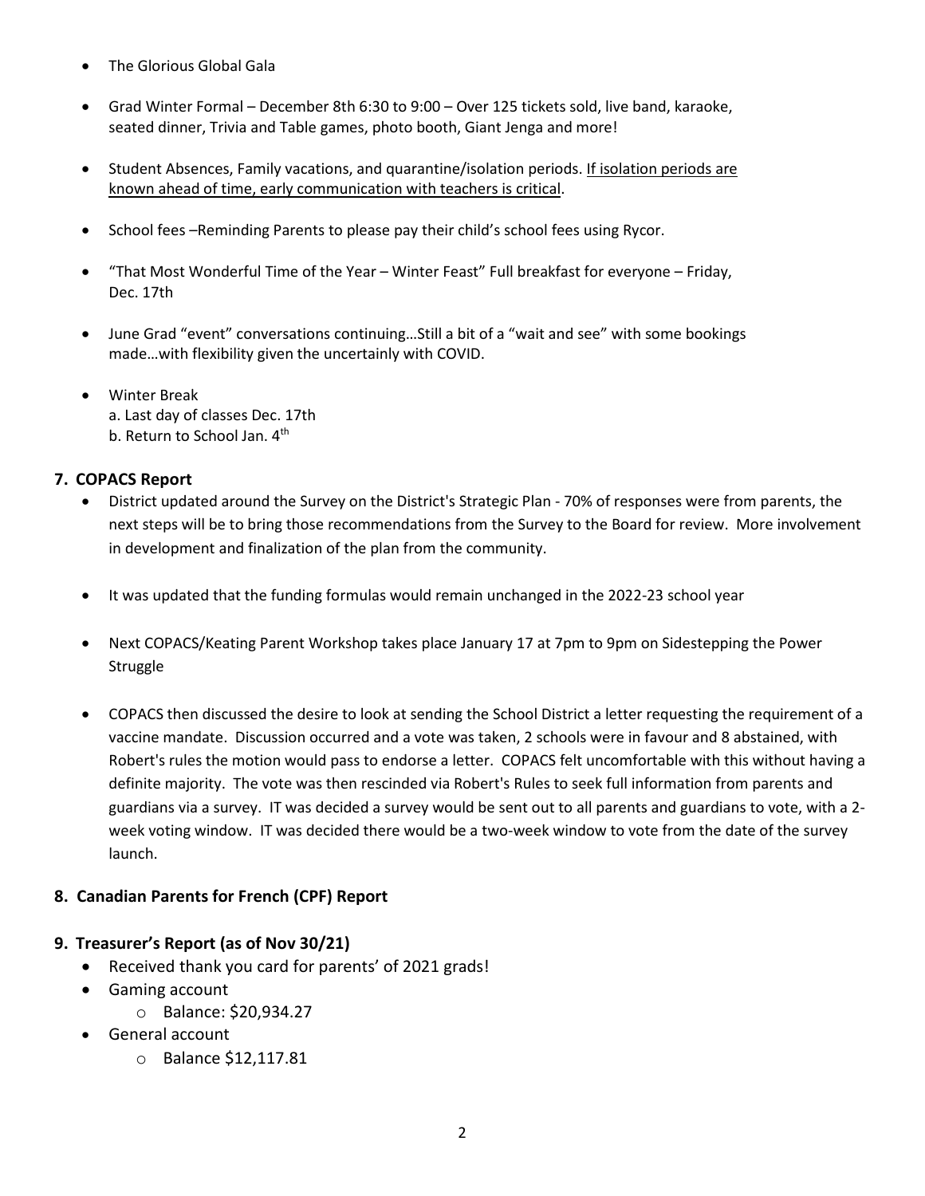- The Glorious Global Gala
- Grad Winter Formal – December 8th 6:30 to 9:00 – Over 125 tickets sold, live band, karaoke, seated dinner, Trivia and Table games, photo booth, Giant Jenga and more!
- Student Absences, Family vacations, and quarantine/isolation periods. <u>If isolation periods are known ahead of time, early communication with teachers is critical</u>.
- School fees –Reminding Parents to please pay their child's school fees using Rycor.
- "That Most Wonderful Time of the Year – Winter Feast" Full breakfast for everyone – Friday, Dec. 17th
- June Grad "event" conversations continuing…Still a bit of a "wait and see" with some bookings made…with flexibility given the uncertainly with COVID.
- Winter Break
  a. Last day of classes Dec. 17th
  b. Return to School Jan. 4th

## 7. COPACS Report

- District updated around the Survey on the District's Strategic Plan - 70% of responses were from parents, the next steps will be to bring those recommendations from the Survey to the Board for review. More involvement in development and finalization of the plan from the community.
- It was updated that the funding formulas would remain unchanged in the 2022-23 school year
- Next COPACS/Keating Parent Workshop takes place January 17 at 7pm to 9pm on Sidestepping the Power Struggle
- COPACS then discussed the desire to look at sending the School District a letter requesting the requirement of a vaccine mandate. Discussion occurred and a vote was taken, 2 schools were in favour and 8 abstained, with Robert's rules the motion would pass to endorse a letter. COPACS felt uncomfortable with this without having a definite majority. The vote was then rescinded via Robert's Rules to seek full information from parents and guardians via a survey. IT was decided a survey would be sent out to all parents and guardians to vote, with a 2-week voting window. IT was decided there would be a two-week window to vote from the date of the survey launch.

## 8. Canadian Parents for French (CPF) Report

## 9. Treasurer's Report (as of Nov 30/21)

- Received thank you card for parents' of 2021 grads!
- Gaming account
  - Balance: $20,934.27
- General account
  - Balance $12,117.81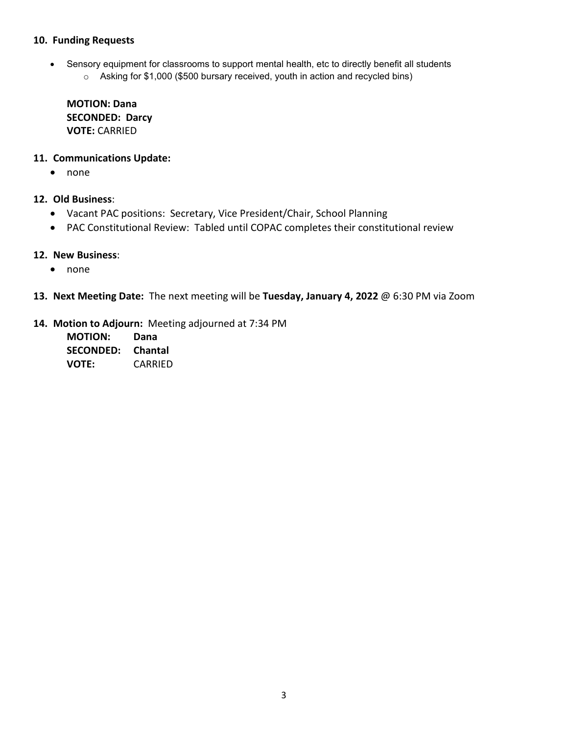## 10. Funding Requests

- Sensory equipment for classrooms to support mental health, etc to directly benefit all students
  - Asking for $1,000 ($500 bursary received, youth in action and recycled bins)

**MOTION: Dana**
**SECONDED: Darcy**
**VOTE:** CARRIED

## 11. Communications Update:

- none

## 12. Old Business:

- Vacant PAC positions: Secretary, Vice President/Chair, School Planning
- PAC Constitutional Review: Tabled until COPAC completes their constitutional review

## 12. New Business:

- none

## 13. Next Meeting Date:

The next meeting will be **Tuesday, January 4, 2022** @ 6:30 PM via Zoom

## 14. Motion to Adjourn:

Meeting adjourned at 7:34 PM

**MOTION:** **Dana**
**SECONDED:** **Chantal**
**VOTE:** CARRIED